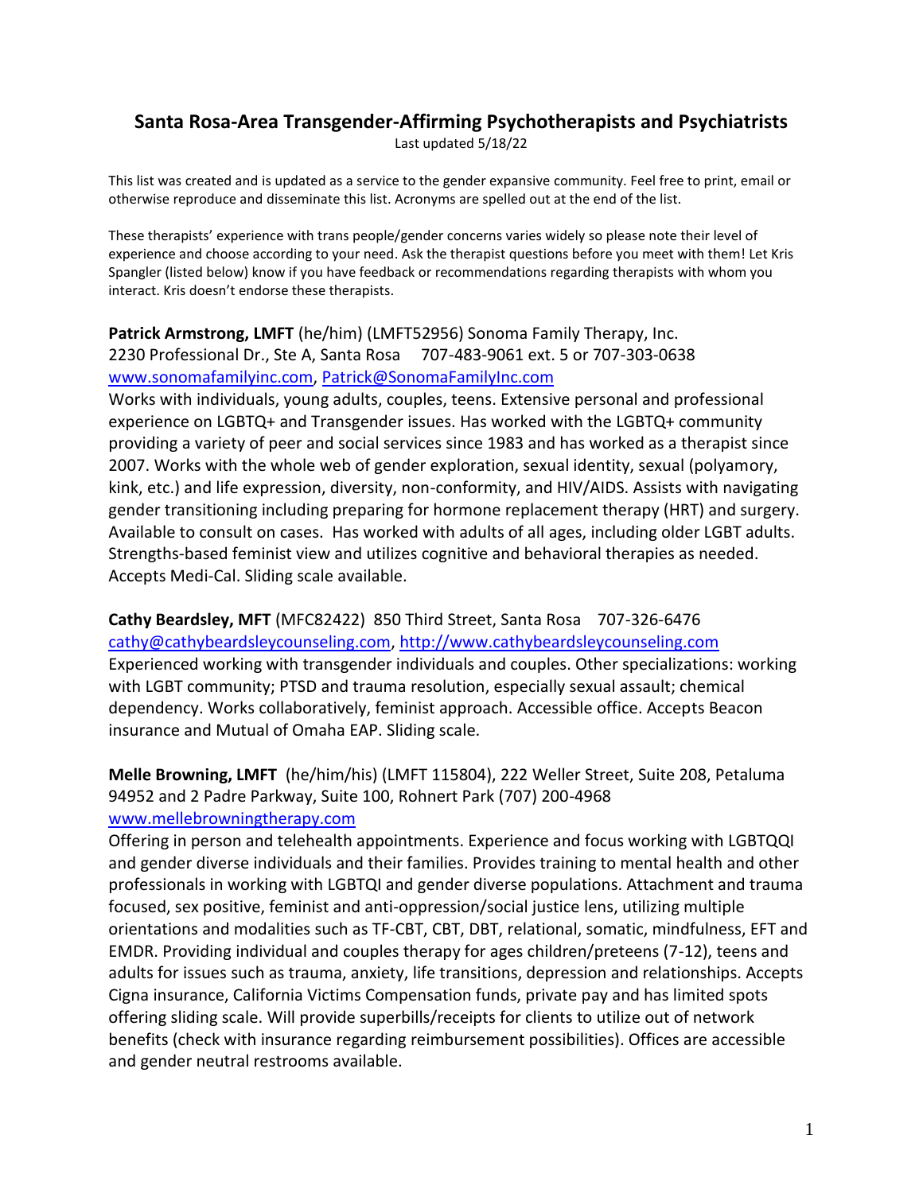# Santa Rosa-Area Transgender-Affirming Psychotherapists and Psychiatrists

Last updated 5/18/22

This list was created and is updated as a service to the gender expansive community. Feel free to print, email or otherwise reproduce and disseminate this list. Acronyms are spelled out at the end of the list.

These therapists' experience with trans people/gender concerns varies widely so please note their level of experience and choose according to your need. Ask the therapist questions before you meet with them! Let Kris Spangler (listed below) know if you have feedback or recommendations regarding therapists with whom you interact. Kris doesn't endorse these therapists.

**Patrick Armstrong, LMFT** (he/him) (LMFT52956) Sonoma Family Therapy, Inc.
2230 Professional Dr., Ste A, Santa Rosa  707-483-9061 ext. 5 or 707-303-0638
www.sonomafamilyinc.com, Patrick@SonomaFamilyInc.com
Works with individuals, young adults, couples, teens. Extensive personal and professional experience on LGBTQ+ and Transgender issues. Has worked with the LGBTQ+ community providing a variety of peer and social services since 1983 and has worked as a therapist since 2007. Works with the whole web of gender exploration, sexual identity, sexual (polyamory, kink, etc.) and life expression, diversity, non-conformity, and HIV/AIDS. Assists with navigating gender transitioning including preparing for hormone replacement therapy (HRT) and surgery. Available to consult on cases. Has worked with adults of all ages, including older LGBT adults. Strengths-based feminist view and utilizes cognitive and behavioral therapies as needed. Accepts Medi-Cal. Sliding scale available.

**Cathy Beardsley, MFT** (MFC82422) 850 Third Street, Santa Rosa  707-326-6476
cathy@cathybeardsleycounseling.com, http://www.cathybeardsleycounseling.com
Experienced working with transgender individuals and couples. Other specializations: working with LGBT community; PTSD and trauma resolution, especially sexual assault; chemical dependency. Works collaboratively, feminist approach. Accessible office. Accepts Beacon insurance and Mutual of Omaha EAP. Sliding scale.

**Melle Browning, LMFT** (he/him/his) (LMFT 115804), 222 Weller Street, Suite 208, Petaluma 94952 and 2 Padre Parkway, Suite 100, Rohnert Park (707) 200-4968
www.mellebrowningtherapy.com
Offering in person and telehealth appointments. Experience and focus working with LGBTQQI and gender diverse individuals and their families. Provides training to mental health and other professionals in working with LGBTQI and gender diverse populations. Attachment and trauma focused, sex positive, feminist and anti-oppression/social justice lens, utilizing multiple orientations and modalities such as TF-CBT, CBT, DBT, relational, somatic, mindfulness, EFT and EMDR. Providing individual and couples therapy for ages children/preteens (7-12), teens and adults for issues such as trauma, anxiety, life transitions, depression and relationships. Accepts Cigna insurance, California Victims Compensation funds, private pay and has limited spots offering sliding scale. Will provide superbills/receipts for clients to utilize out of network benefits (check with insurance regarding reimbursement possibilities). Offices are accessible and gender neutral restrooms available.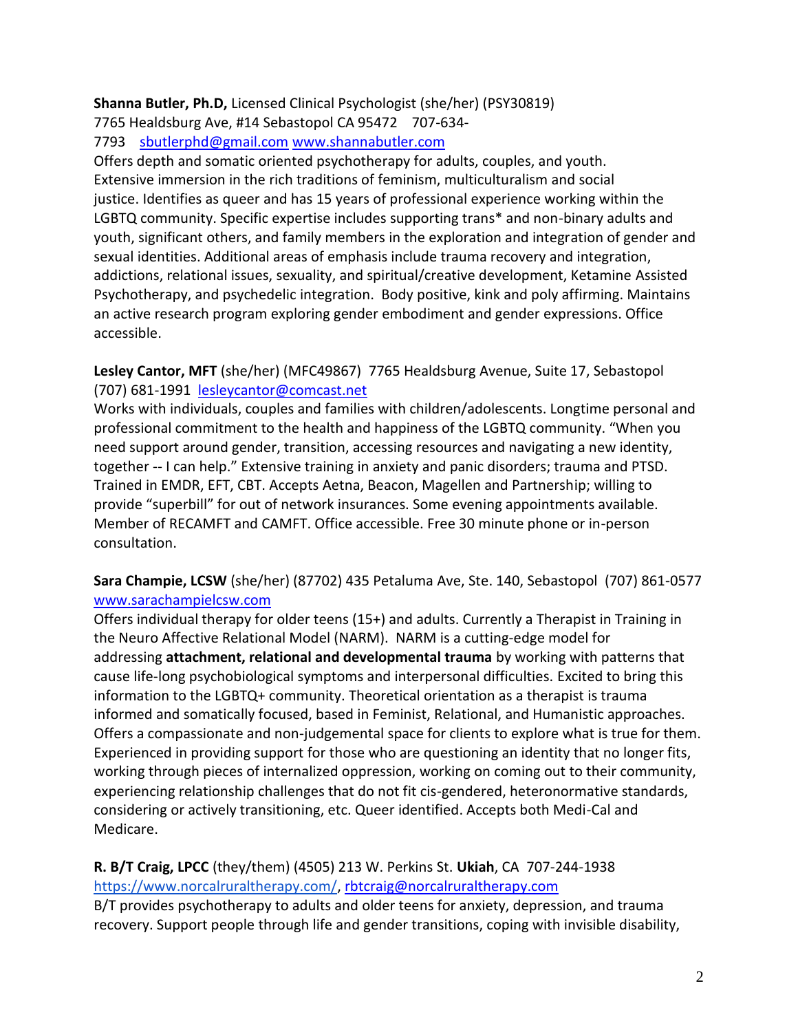**Shanna Butler, Ph.D,** Licensed Clinical Psychologist (she/her) (PSY30819)
7765 Healdsburg Ave, #14 Sebastopol CA 95472 707-634-7793 sbutlerphd@gmail.com www.shannabutler.com
Offers depth and somatic oriented psychotherapy for adults, couples, and youth. Extensive immersion in the rich traditions of feminism, multiculturalism and social justice. Identifies as queer and has 15 years of professional experience working within the LGBTQ community. Specific expertise includes supporting trans* and non-binary adults and youth, significant others, and family members in the exploration and integration of gender and sexual identities. Additional areas of emphasis include trauma recovery and integration, addictions, relational issues, sexuality, and spiritual/creative development, Ketamine Assisted Psychotherapy, and psychedelic integration. Body positive, kink and poly affirming. Maintains an active research program exploring gender embodiment and gender expressions. Office accessible.

**Lesley Cantor, MFT** (she/her) (MFC49867) 7765 Healdsburg Avenue, Suite 17, Sebastopol (707) 681-1991 lesleycantor@comcast.net
Works with individuals, couples and families with children/adolescents. Longtime personal and professional commitment to the health and happiness of the LGBTQ community. "When you need support around gender, transition, accessing resources and navigating a new identity, together -- I can help." Extensive training in anxiety and panic disorders; trauma and PTSD. Trained in EMDR, EFT, CBT. Accepts Aetna, Beacon, Magellen and Partnership; willing to provide "superbill" for out of network insurances. Some evening appointments available. Member of RECAMFT and CAMFT. Office accessible. Free 30 minute phone or in-person consultation.

**Sara Champie, LCSW** (she/her) (87702) 435 Petaluma Ave, Ste. 140, Sebastopol (707) 861-0577 www.sarachampielcsw.com
Offers individual therapy for older teens (15+) and adults. Currently a Therapist in Training in the Neuro Affective Relational Model (NARM). NARM is a cutting-edge model for addressing **attachment, relational and developmental trauma** by working with patterns that cause life-long psychobiological symptoms and interpersonal difficulties. Excited to bring this information to the LGBTQ+ community. Theoretical orientation as a therapist is trauma informed and somatically focused, based in Feminist, Relational, and Humanistic approaches. Offers a compassionate and non-judgemental space for clients to explore what is true for them. Experienced in providing support for those who are questioning an identity that no longer fits, working through pieces of internalized oppression, working on coming out to their community, experiencing relationship challenges that do not fit cis-gendered, heteronormative standards, considering or actively transitioning, etc. Queer identified. Accepts both Medi-Cal and Medicare.

**R. B/T Craig, LPCC** (they/them) (4505) 213 W. Perkins St. **Ukiah**, CA 707-244-1938 https://www.norcalruraltherapy.com/, rbtcraig@norcalruraltherapy.com
B/T provides psychotherapy to adults and older teens for anxiety, depression, and trauma recovery. Support people through life and gender transitions, coping with invisible disability,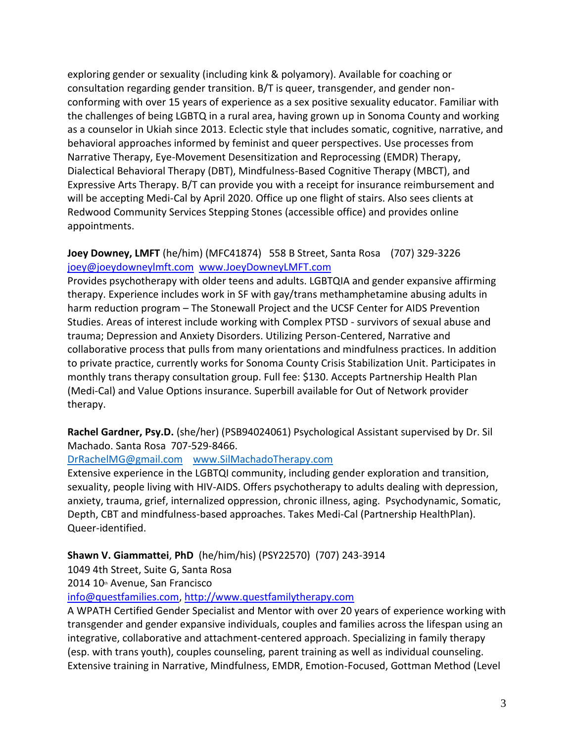exploring gender or sexuality (including kink & polyamory). Available for coaching or consultation regarding gender transition. B/T is queer, transgender, and gender non-conforming with over 15 years of experience as a sex positive sexuality educator. Familiar with the challenges of being LGBTQ in a rural area, having grown up in Sonoma County and working as a counselor in Ukiah since 2013. Eclectic style that includes somatic, cognitive, narrative, and behavioral approaches informed by feminist and queer perspectives. Use processes from Narrative Therapy, Eye-Movement Desensitization and Reprocessing (EMDR) Therapy, Dialectical Behavioral Therapy (DBT), Mindfulness-Based Cognitive Therapy (MBCT), and Expressive Arts Therapy. B/T can provide you with a receipt for insurance reimbursement and will be accepting Medi-Cal by April 2020. Office up one flight of stairs. Also sees clients at Redwood Community Services Stepping Stones (accessible office) and provides online appointments.

**Joey Downey, LMFT** (he/him) (MFC41874) 558 B Street, Santa Rosa (707) 329-3226
joey@joeydowneylmft.com www.JoeyDowneyLMFT.com
Provides psychotherapy with older teens and adults. LGBTQIA and gender expansive affirming therapy. Experience includes work in SF with gay/trans methamphetamine abusing adults in harm reduction program – The Stonewall Project and the UCSF Center for AIDS Prevention Studies. Areas of interest include working with Complex PTSD - survivors of sexual abuse and trauma; Depression and Anxiety Disorders. Utilizing Person-Centered, Narrative and collaborative process that pulls from many orientations and mindfulness practices. In addition to private practice, currently works for Sonoma County Crisis Stabilization Unit. Participates in monthly trans therapy consultation group. Full fee: $130. Accepts Partnership Health Plan (Medi-Cal) and Value Options insurance. Superbill available for Out of Network provider therapy.

**Rachel Gardner, Psy.D.** (she/her) (PSB94024061) Psychological Assistant supervised by Dr. Sil Machado. Santa Rosa 707-529-8466.
DrRachelMG@gmail.com www.SilMachadoTherapy.com
Extensive experience in the LGBTQI community, including gender exploration and transition, sexuality, people living with HIV-AIDS. Offers psychotherapy to adults dealing with depression, anxiety, trauma, grief, internalized oppression, chronic illness, aging. Psychodynamic, Somatic, Depth, CBT and mindfulness-based approaches. Takes Medi-Cal (Partnership HealthPlan). Queer-identified.

**Shawn V. Giammattei**, **PhD** (he/him/his) (PSY22570) (707) 243-3914
1049 4th Street, Suite G, Santa Rosa
2014 10th Avenue, San Francisco
info@questfamilies.com, http://www.questfamilytherapy.com
A WPATH Certified Gender Specialist and Mentor with over 20 years of experience working with transgender and gender expansive individuals, couples and families across the lifespan using an integrative, collaborative and attachment-centered approach. Specializing in family therapy (esp. with trans youth), couples counseling, parent training as well as individual counseling. Extensive training in Narrative, Mindfulness, EMDR, Emotion-Focused, Gottman Method (Level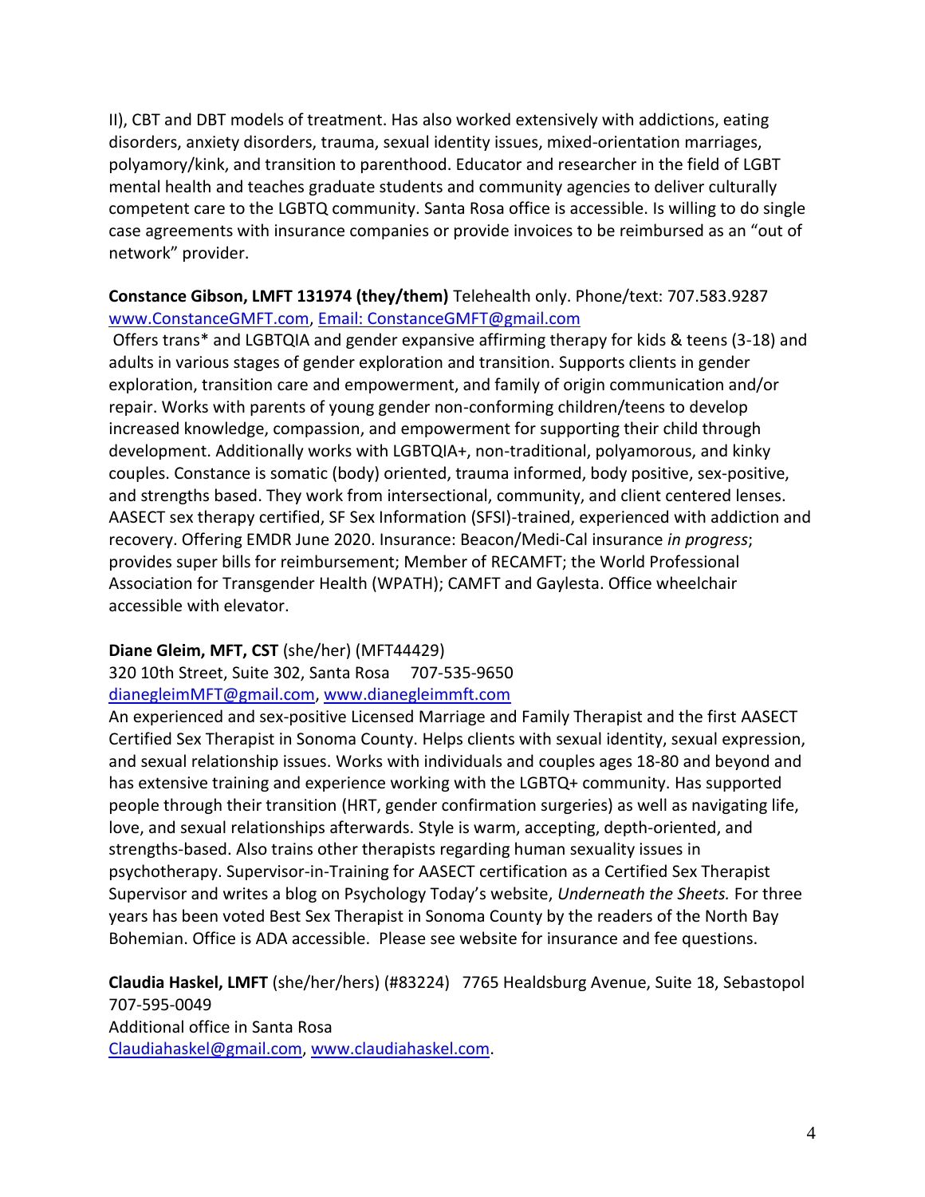II), CBT and DBT models of treatment. Has also worked extensively with addictions, eating disorders, anxiety disorders, trauma, sexual identity issues, mixed-orientation marriages, polyamory/kink, and transition to parenthood. Educator and researcher in the field of LGBT mental health and teaches graduate students and community agencies to deliver culturally competent care to the LGBTQ community. Santa Rosa office is accessible. Is willing to do single case agreements with insurance companies or provide invoices to be reimbursed as an "out of network" provider.

**Constance Gibson, LMFT 131974 (they/them)** Telehealth only. Phone/text: 707.583.9287
[www.ConstanceGMFT.com](http://www.ConstanceGMFT.com), [Email: ConstanceGMFT@gmail.com](mailto:ConstanceGMFT@gmail.com)

Offers trans* and LGBTQIA and gender expansive affirming therapy for kids & teens (3-18) and adults in various stages of gender exploration and transition. Supports clients in gender exploration, transition care and empowerment, and family of origin communication and/or repair. Works with parents of young gender non-conforming children/teens to develop increased knowledge, compassion, and empowerment for supporting their child through development. Additionally works with LGBTQIA+, non-traditional, polyamorous, and kinky couples. Constance is somatic (body) oriented, trauma informed, body positive, sex-positive, and strengths based. They work from intersectional, community, and client centered lenses. AASECT sex therapy certified, SF Sex Information (SFSI)-trained, experienced with addiction and recovery. Offering EMDR June 2020. Insurance: Beacon/Medi-Cal insurance *in progress*; provides super bills for reimbursement; Member of RECAMFT; the World Professional Association for Transgender Health (WPATH); CAMFT and Gaylesta. Office wheelchair accessible with elevator.

**Diane Gleim, MFT, CST** (she/her) (MFT44429)
320 10th Street, Suite 302, Santa Rosa 707-535-9650
[dianegleimMFT@gmail.com](mailto:dianegleimMFT@gmail.com), [www.dianegleimmft.com](http://www.dianegleimmft.com)
An experienced and sex-positive Licensed Marriage and Family Therapist and the first AASECT Certified Sex Therapist in Sonoma County. Helps clients with sexual identity, sexual expression, and sexual relationship issues. Works with individuals and couples ages 18-80 and beyond and has extensive training and experience working with the LGBTQ+ community. Has supported people through their transition (HRT, gender confirmation surgeries) as well as navigating life, love, and sexual relationships afterwards. Style is warm, accepting, depth-oriented, and strengths-based. Also trains other therapists regarding human sexuality issues in psychotherapy. Supervisor-in-Training for AASECT certification as a Certified Sex Therapist Supervisor and writes a blog on Psychology Today's website, *Underneath the Sheets.* For three years has been voted Best Sex Therapist in Sonoma County by the readers of the North Bay Bohemian. Office is ADA accessible. Please see website for insurance and fee questions.

**Claudia Haskel, LMFT** (she/her/hers) (#83224) 7765 Healdsburg Avenue, Suite 18, Sebastopol
707-595-0049
Additional office in Santa Rosa
[Claudiahaskel@gmail.com](mailto:Claudiahaskel@gmail.com), [www.claudiahaskel.com](http://www.claudiahaskel.com).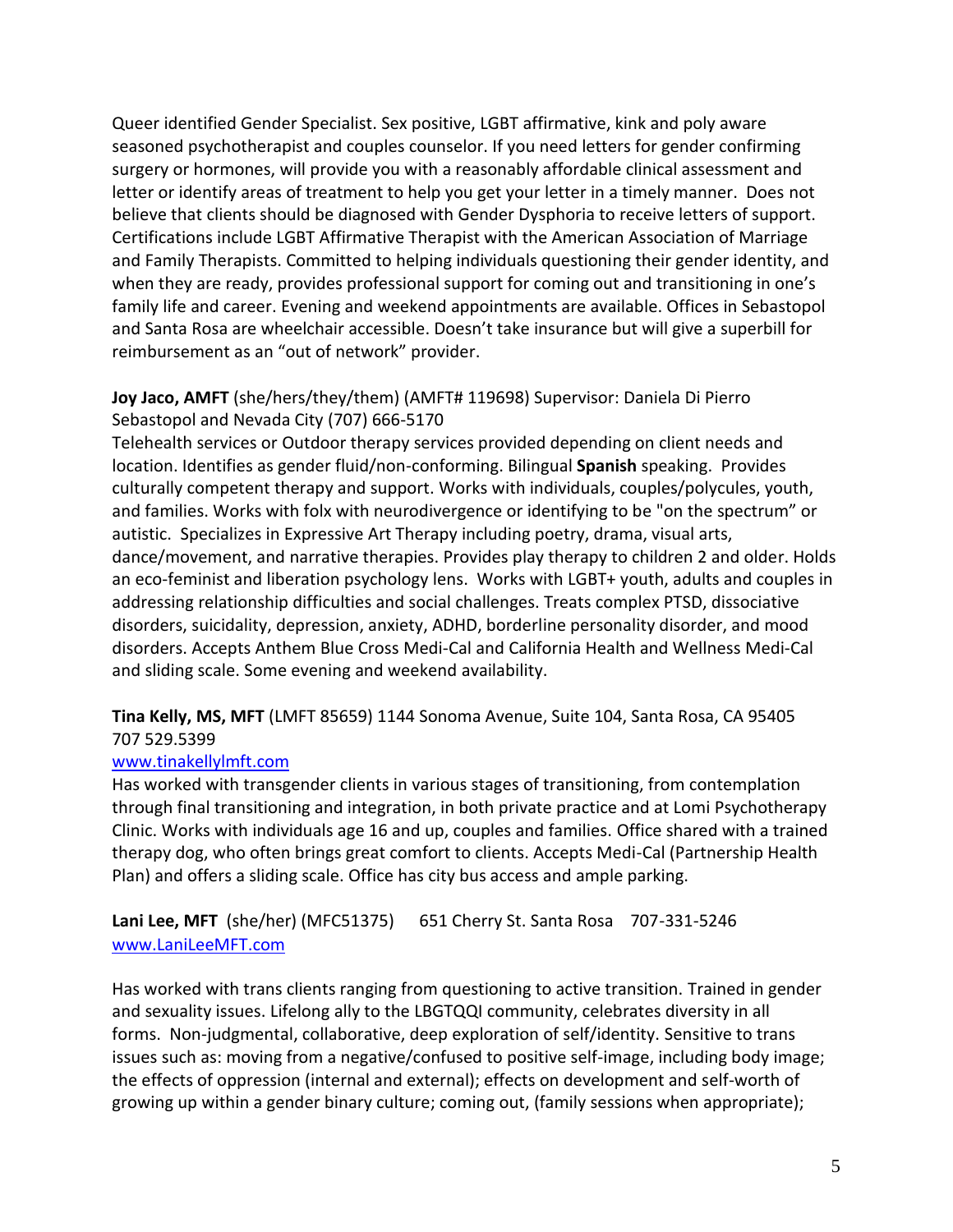Queer identified Gender Specialist. Sex positive, LGBT affirmative, kink and poly aware seasoned psychotherapist and couples counselor. If you need letters for gender confirming surgery or hormones, will provide you with a reasonably affordable clinical assessment and letter or identify areas of treatment to help you get your letter in a timely manner. Does not believe that clients should be diagnosed with Gender Dysphoria to receive letters of support. Certifications include LGBT Affirmative Therapist with the American Association of Marriage and Family Therapists. Committed to helping individuals questioning their gender identity, and when they are ready, provides professional support for coming out and transitioning in one's family life and career. Evening and weekend appointments are available. Offices in Sebastopol and Santa Rosa are wheelchair accessible. Doesn't take insurance but will give a superbill for reimbursement as an "out of network" provider.

**Joy Jaco, AMFT** (she/hers/they/them) (AMFT# 119698) Supervisor: Daniela Di Pierro
Sebastopol and Nevada City (707) 666-5170
Telehealth services or Outdoor therapy services provided depending on client needs and location. Identifies as gender fluid/non-conforming. Bilingual **Spanish** speaking. Provides culturally competent therapy and support. Works with individuals, couples/polycules, youth, and families. Works with folx with neurodivergence or identifying to be "on the spectrum" or autistic. Specializes in Expressive Art Therapy including poetry, drama, visual arts, dance/movement, and narrative therapies. Provides play therapy to children 2 and older. Holds an eco-feminist and liberation psychology lens. Works with LGBT+ youth, adults and couples in addressing relationship difficulties and social challenges. Treats complex PTSD, dissociative disorders, suicidality, depression, anxiety, ADHD, borderline personality disorder, and mood disorders. Accepts Anthem Blue Cross Medi-Cal and California Health and Wellness Medi-Cal and sliding scale. Some evening and weekend availability.

**Tina Kelly, MS, MFT** (LMFT 85659) 1144 Sonoma Avenue, Suite 104, Santa Rosa, CA 95405
707 529.5399
[www.tinakellylmft.com](www.tinakellylmft.com)
Has worked with transgender clients in various stages of transitioning, from contemplation through final transitioning and integration, in both private practice and at Lomi Psychotherapy Clinic. Works with individuals age 16 and up, couples and families. Office shared with a trained therapy dog, who often brings great comfort to clients. Accepts Medi-Cal (Partnership Health Plan) and offers a sliding scale. Office has city bus access and ample parking.

**Lani Lee, MFT** (she/her) (MFC51375) 651 Cherry St. Santa Rosa 707-331-5246
[www.LaniLeeMFT.com](www.LaniLeeMFT.com)

Has worked with trans clients ranging from questioning to active transition. Trained in gender and sexuality issues. Lifelong ally to the LBGTQQI community, celebrates diversity in all forms. Non-judgmental, collaborative, deep exploration of self/identity. Sensitive to trans issues such as: moving from a negative/confused to positive self-image, including body image; the effects of oppression (internal and external); effects on development and self-worth of growing up within a gender binary culture; coming out, (family sessions when appropriate);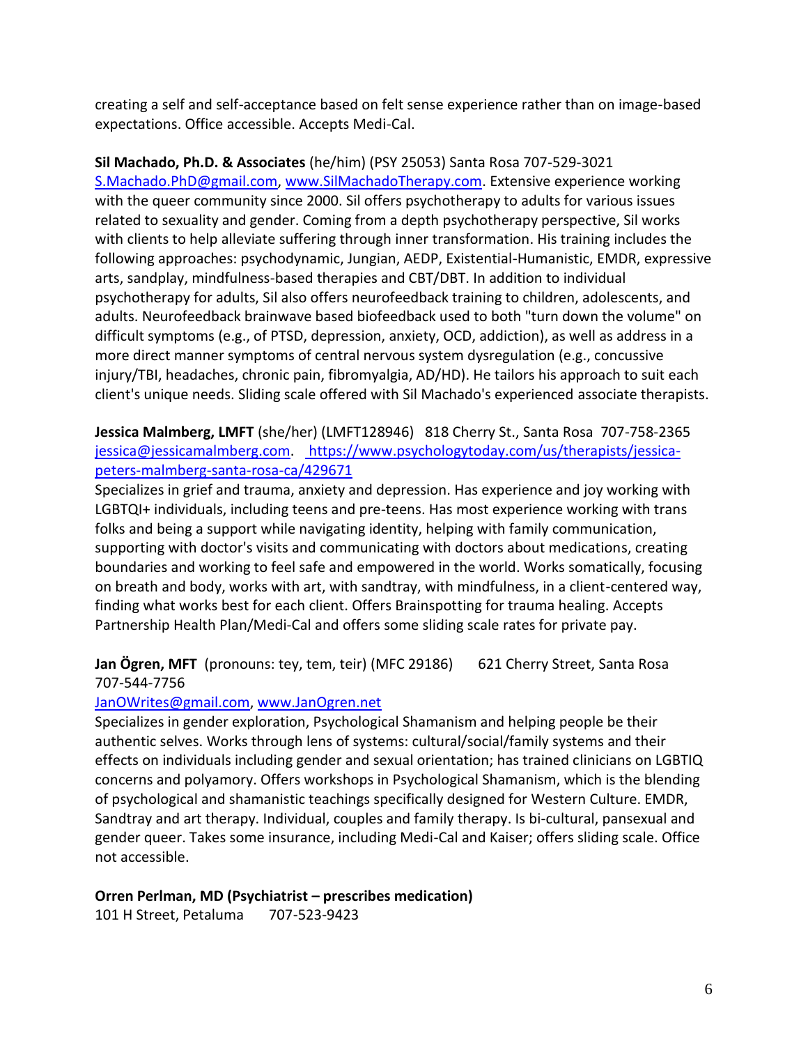creating a self and self-acceptance based on felt sense experience rather than on image-based expectations. Office accessible. Accepts Medi-Cal.

**Sil Machado, Ph.D. & Associates** (he/him) (PSY 25053) Santa Rosa 707-529-3021 S.Machado.PhD@gmail.com, www.SilMachadoTherapy.com. Extensive experience working with the queer community since 2000. Sil offers psychotherapy to adults for various issues related to sexuality and gender. Coming from a depth psychotherapy perspective, Sil works with clients to help alleviate suffering through inner transformation. His training includes the following approaches: psychodynamic, Jungian, AEDP, Existential-Humanistic, EMDR, expressive arts, sandplay, mindfulness-based therapies and CBT/DBT. In addition to individual psychotherapy for adults, Sil also offers neurofeedback training to children, adolescents, and adults. Neurofeedback brainwave based biofeedback used to both "turn down the volume" on difficult symptoms (e.g., of PTSD, depression, anxiety, OCD, addiction), as well as address in a more direct manner symptoms of central nervous system dysregulation (e.g., concussive injury/TBI, headaches, chronic pain, fibromyalgia, AD/HD). He tailors his approach to suit each client's unique needs. Sliding scale offered with Sil Machado's experienced associate therapists.

**Jessica Malmberg, LMFT** (she/her) (LMFT128946) 818 Cherry St., Santa Rosa 707-758-2365 jessica@jessicamalmberg.com. https://www.psychologytoday.com/us/therapists/jessica-peters-malmberg-santa-rosa-ca/429671
Specializes in grief and trauma, anxiety and depression. Has experience and joy working with LGBTQI+ individuals, including teens and pre-teens. Has most experience working with trans folks and being a support while navigating identity, helping with family communication, supporting with doctor's visits and communicating with doctors about medications, creating boundaries and working to feel safe and empowered in the world. Works somatically, focusing on breath and body, works with art, with sandtray, with mindfulness, in a client-centered way, finding what works best for each client. Offers Brainspotting for trauma healing. Accepts Partnership Health Plan/Medi-Cal and offers some sliding scale rates for private pay.

**Jan Ögren, MFT** (pronouns: tey, tem, teir) (MFC 29186) 621 Cherry Street, Santa Rosa 707-544-7756
JanOWrites@gmail.com, www.JanOgren.net
Specializes in gender exploration, Psychological Shamanism and helping people be their authentic selves. Works through lens of systems: cultural/social/family systems and their effects on individuals including gender and sexual orientation; has trained clinicians on LGBTIQ concerns and polyamory. Offers workshops in Psychological Shamanism, which is the blending of psychological and shamanistic teachings specifically designed for Western Culture. EMDR, Sandtray and art therapy. Individual, couples and family therapy. Is bi-cultural, pansexual and gender queer. Takes some insurance, including Medi-Cal and Kaiser; offers sliding scale. Office not accessible.

**Orren Perlman, MD (Psychiatrist – prescribes medication)**
101 H Street, Petaluma 707-523-9423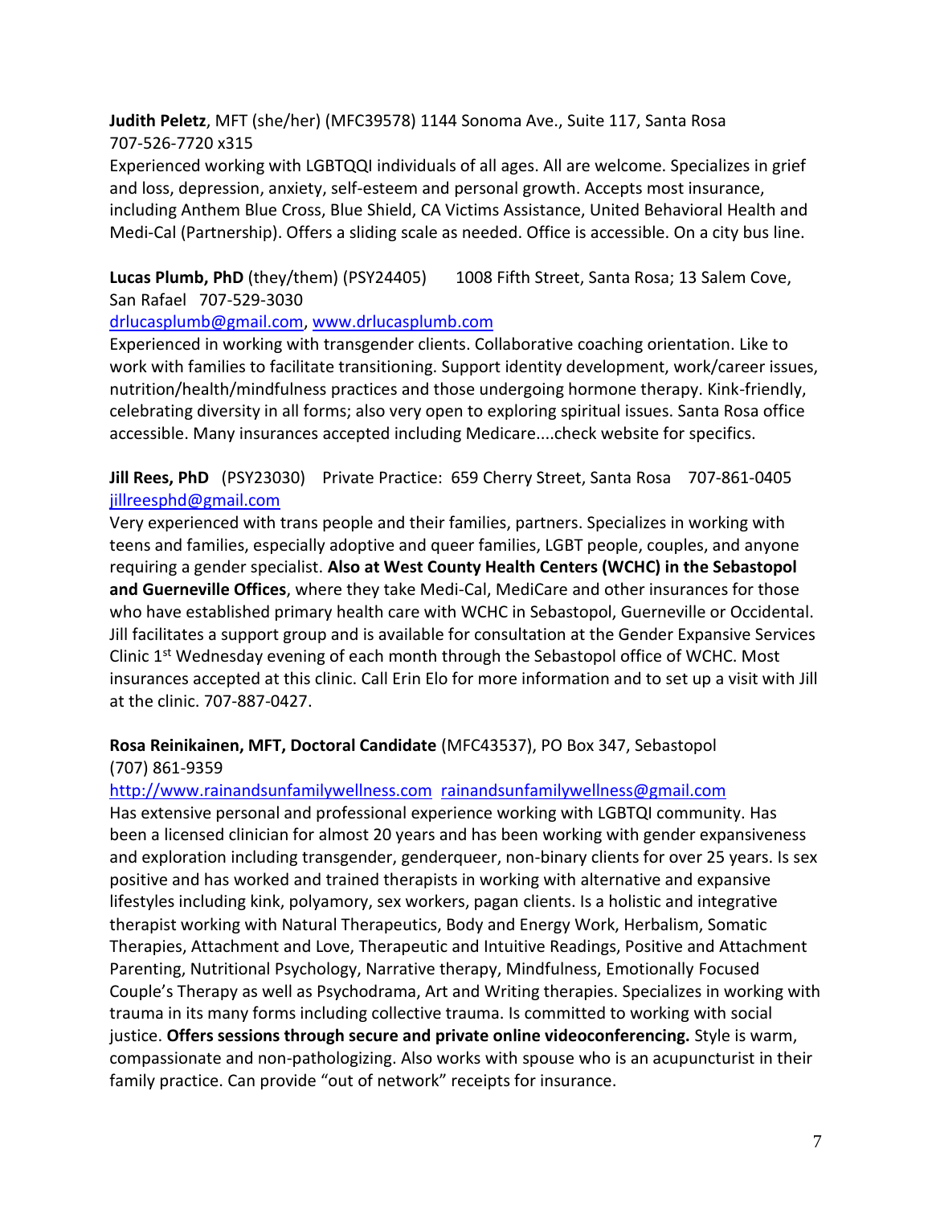**Judith Peletz**, MFT (she/her) (MFC39578) 1144 Sonoma Ave., Suite 117, Santa Rosa 707-526-7720 x315

Experienced working with LGBTQQI individuals of all ages. All are welcome. Specializes in grief and loss, depression, anxiety, self-esteem and personal growth. Accepts most insurance, including Anthem Blue Cross, Blue Shield, CA Victims Assistance, United Behavioral Health and Medi-Cal (Partnership). Offers a sliding scale as needed. Office is accessible. On a city bus line.

**Lucas Plumb, PhD** (they/them) (PSY24405) 1008 Fifth Street, Santa Rosa; 13 Salem Cove, San Rafael 707-529-3030

drlucasplumb@gmail.com, www.drlucasplumb.com

Experienced in working with transgender clients. Collaborative coaching orientation. Like to work with families to facilitate transitioning. Support identity development, work/career issues, nutrition/health/mindfulness practices and those undergoing hormone therapy. Kink-friendly, celebrating diversity in all forms; also very open to exploring spiritual issues. Santa Rosa office accessible. Many insurances accepted including Medicare....check website for specifics.

**Jill Rees, PhD** (PSY23030) Private Practice: 659 Cherry Street, Santa Rosa 707-861-0405

jillreesphd@gmail.com

Very experienced with trans people and their families, partners. Specializes in working with teens and families, especially adoptive and queer families, LGBT people, couples, and anyone requiring a gender specialist. **Also at West County Health Centers (WCHC) in the Sebastopol and Guerneville Offices**, where they take Medi-Cal, MediCare and other insurances for those who have established primary health care with WCHC in Sebastopol, Guerneville or Occidental. Jill facilitates a support group and is available for consultation at the Gender Expansive Services Clinic 1st Wednesday evening of each month through the Sebastopol office of WCHC. Most insurances accepted at this clinic. Call Erin Elo for more information and to set up a visit with Jill at the clinic. 707-887-0427.

**Rosa Reinikainen, MFT, Doctoral Candidate** (MFC43537), PO Box 347, Sebastopol (707) 861-9359

http://www.rainandsunfamilywellness.com rainandsunfamilywellness@gmail.com

Has extensive personal and professional experience working with LGBTQI community. Has been a licensed clinician for almost 20 years and has been working with gender expansiveness and exploration including transgender, genderqueer, non-binary clients for over 25 years. Is sex positive and has worked and trained therapists in working with alternative and expansive lifestyles including kink, polyamory, sex workers, pagan clients. Is a holistic and integrative therapist working with Natural Therapeutics, Body and Energy Work, Herbalism, Somatic Therapies, Attachment and Love, Therapeutic and Intuitive Readings, Positive and Attachment Parenting, Nutritional Psychology, Narrative therapy, Mindfulness, Emotionally Focused Couple's Therapy as well as Psychodrama, Art and Writing therapies. Specializes in working with trauma in its many forms including collective trauma. Is committed to working with social justice. **Offers sessions through secure and private online videoconferencing.** Style is warm, compassionate and non-pathologizing. Also works with spouse who is an acupuncturist in their family practice. Can provide "out of network" receipts for insurance.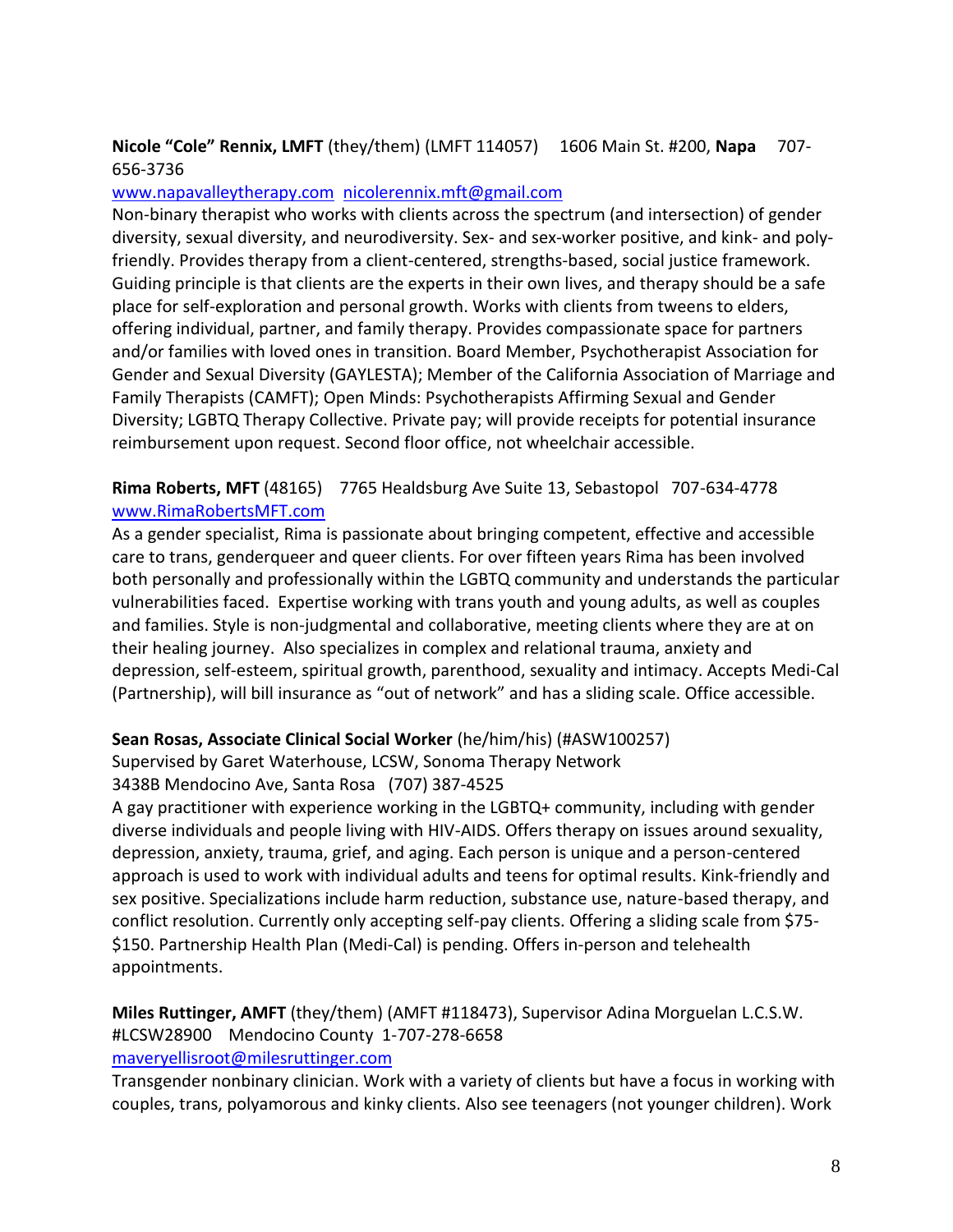**Nicole "Cole" Rennix, LMFT** (they/them) (LMFT 114057) 1606 Main St. #200, **Napa** 707-656-3736

[www.napavalleytherapy.com](http://www.napavalleytherapy.com) [nicolerennix.mft@gmail.com](mailto:nicolerennix.mft@gmail.com)

Non-binary therapist who works with clients across the spectrum (and intersection) of gender diversity, sexual diversity, and neurodiversity. Sex- and sex-worker positive, and kink- and poly-friendly. Provides therapy from a client-centered, strengths-based, social justice framework. Guiding principle is that clients are the experts in their own lives, and therapy should be a safe place for self-exploration and personal growth. Works with clients from tweens to elders, offering individual, partner, and family therapy. Provides compassionate space for partners and/or families with loved ones in transition. Board Member, Psychotherapist Association for Gender and Sexual Diversity (GAYLESTA); Member of the California Association of Marriage and Family Therapists (CAMFT); Open Minds: Psychotherapists Affirming Sexual and Gender Diversity; LGBTQ Therapy Collective. Private pay; will provide receipts for potential insurance reimbursement upon request. Second floor office, not wheelchair accessible.

**Rima Roberts, MFT** (48165) 7765 Healdsburg Ave Suite 13, Sebastopol 707-634-4778

[www.RimaRobertsMFT.com](http://www.RimaRobertsMFT.com)

As a gender specialist, Rima is passionate about bringing competent, effective and accessible care to trans, genderqueer and queer clients. For over fifteen years Rima has been involved both personally and professionally within the LGBTQ community and understands the particular vulnerabilities faced. Expertise working with trans youth and young adults, as well as couples and families. Style is non-judgmental and collaborative, meeting clients where they are at on their healing journey. Also specializes in complex and relational trauma, anxiety and depression, self-esteem, spiritual growth, parenthood, sexuality and intimacy. Accepts Medi-Cal (Partnership), will bill insurance as "out of network" and has a sliding scale. Office accessible.

**Sean Rosas, Associate Clinical Social Worker** (he/him/his) (#ASW100257)

Supervised by Garet Waterhouse, LCSW, Sonoma Therapy Network

3438B Mendocino Ave, Santa Rosa (707) 387-4525

A gay practitioner with experience working in the LGBTQ+ community, including with gender diverse individuals and people living with HIV-AIDS. Offers therapy on issues around sexuality, depression, anxiety, trauma, grief, and aging. Each person is unique and a person-centered approach is used to work with individual adults and teens for optimal results. Kink-friendly and sex positive. Specializations include harm reduction, substance use, nature-based therapy, and conflict resolution. Currently only accepting self-pay clients. Offering a sliding scale from $75-$150. Partnership Health Plan (Medi-Cal) is pending. Offers in-person and telehealth appointments.

**Miles Ruttinger, AMFT** (they/them) (AMFT #118473), Supervisor Adina Morguelan L.C.S.W. #LCSW28900 Mendocino County 1-707-278-6658

[maveryellisroot@milesruttinger.com](mailto:maveryellisroot@milesruttinger.com)

Transgender nonbinary clinician. Work with a variety of clients but have a focus in working with couples, trans, polyamorous and kinky clients. Also see teenagers (not younger children). Work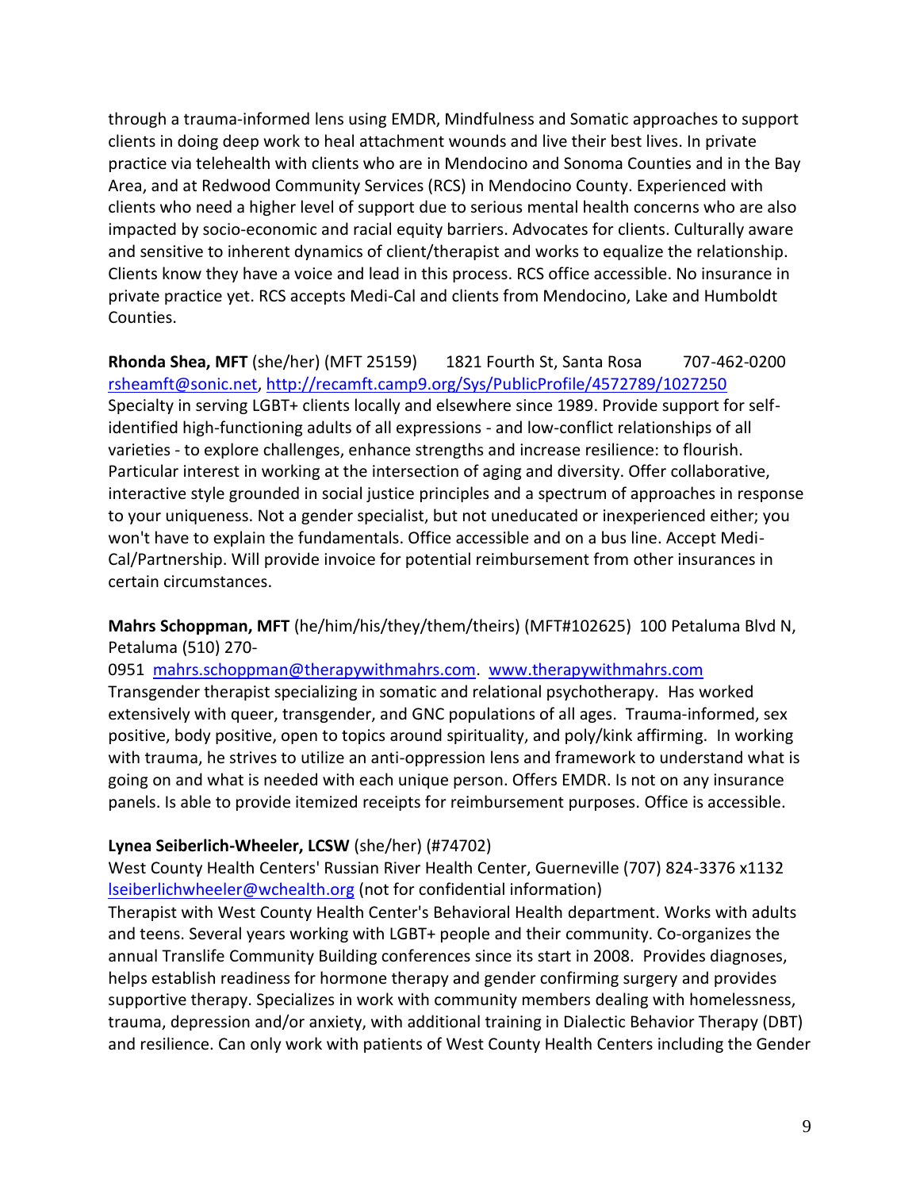through a trauma-informed lens using EMDR, Mindfulness and Somatic approaches to support clients in doing deep work to heal attachment wounds and live their best lives. In private practice via telehealth with clients who are in Mendocino and Sonoma Counties and in the Bay Area, and at Redwood Community Services (RCS) in Mendocino County. Experienced with clients who need a higher level of support due to serious mental health concerns who are also impacted by socio-economic and racial equity barriers. Advocates for clients. Culturally aware and sensitive to inherent dynamics of client/therapist and works to equalize the relationship. Clients know they have a voice and lead in this process. RCS office accessible. No insurance in private practice yet. RCS accepts Medi-Cal and clients from Mendocino, Lake and Humboldt Counties.

**Rhonda Shea, MFT** (she/her) (MFT 25159) 1821 Fourth St, Santa Rosa 707-462-0200 rsheamft@sonic.net, http://recamft.camp9.org/Sys/PublicProfile/4572789/1027250
Specialty in serving LGBT+ clients locally and elsewhere since 1989. Provide support for self-identified high-functioning adults of all expressions - and low-conflict relationships of all varieties - to explore challenges, enhance strengths and increase resilience: to flourish. Particular interest in working at the intersection of aging and diversity. Offer collaborative, interactive style grounded in social justice principles and a spectrum of approaches in response to your uniqueness. Not a gender specialist, but not uneducated or inexperienced either; you won't have to explain the fundamentals. Office accessible and on a bus line. Accept Medi-Cal/Partnership. Will provide invoice for potential reimbursement from other insurances in certain circumstances.

**Mahrs Schoppman, MFT** (he/him/his/they/them/theirs) (MFT#102625) 100 Petaluma Blvd N, Petaluma (510) 270-0951 mahrs.schoppman@therapywithmahrs.com. www.therapywithmahrs.com
Transgender therapist specializing in somatic and relational psychotherapy. Has worked extensively with queer, transgender, and GNC populations of all ages. Trauma-informed, sex positive, body positive, open to topics around spirituality, and poly/kink affirming. In working with trauma, he strives to utilize an anti-oppression lens and framework to understand what is going on and what is needed with each unique person. Offers EMDR. Is not on any insurance panels. Is able to provide itemized receipts for reimbursement purposes. Office is accessible.

**Lynea Seiberlich-Wheeler, LCSW** (she/her) (#74702)
West County Health Centers' Russian River Health Center, Guerneville (707) 824-3376 x1132
lseiberlichwheeler@wchealth.org (not for confidential information)
Therapist with West County Health Center's Behavioral Health department. Works with adults and teens. Several years working with LGBT+ people and their community. Co-organizes the annual Translife Community Building conferences since its start in 2008. Provides diagnoses, helps establish readiness for hormone therapy and gender confirming surgery and provides supportive therapy. Specializes in work with community members dealing with homelessness, trauma, depression and/or anxiety, with additional training in Dialectic Behavior Therapy (DBT) and resilience. Can only work with patients of West County Health Centers including the Gender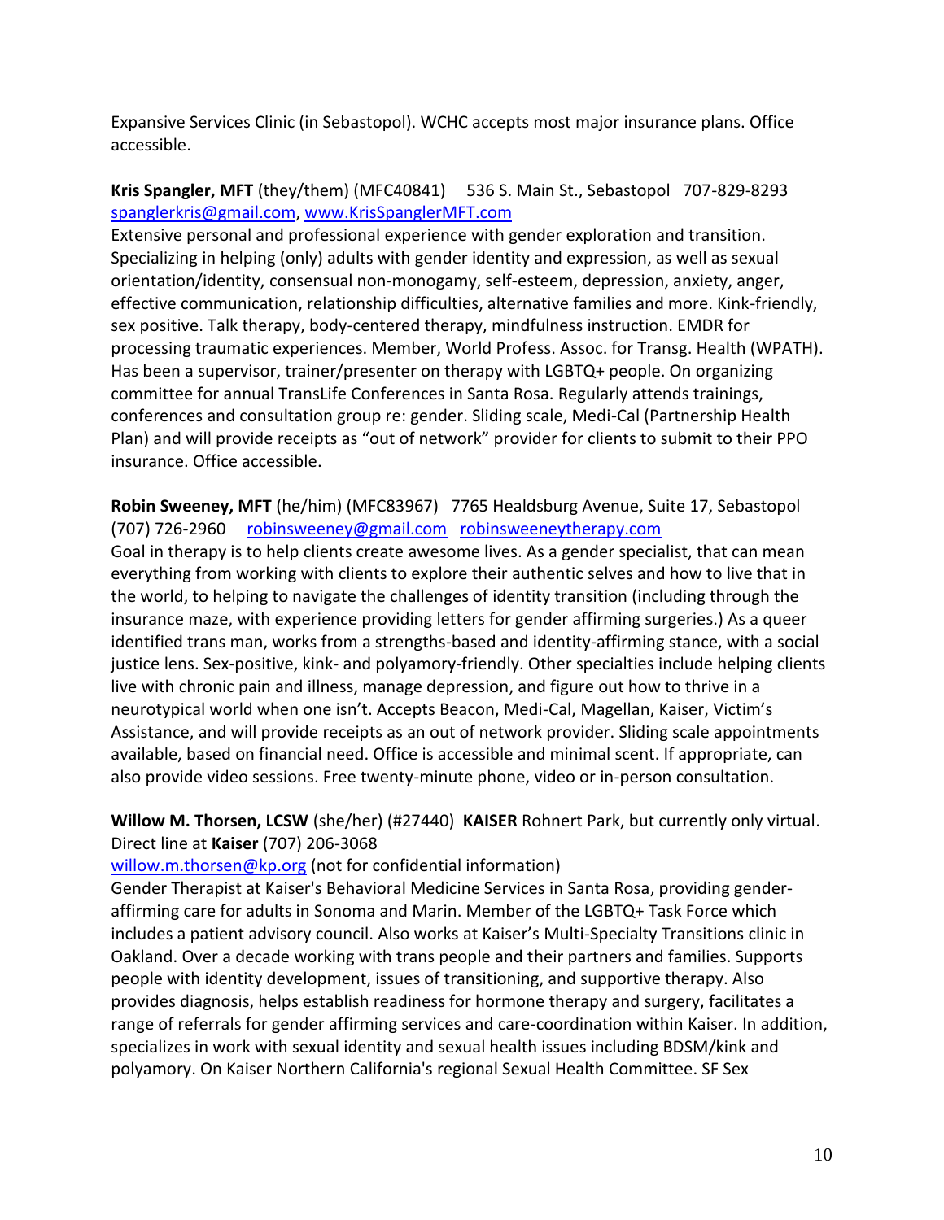Expansive Services Clinic (in Sebastopol). WCHC accepts most major insurance plans. Office accessible.

**Kris Spangler, MFT** (they/them) (MFC40841) 536 S. Main St., Sebastopol 707-829-8293
[spanglerkris@gmail.com](mailto:spanglerkris@gmail.com), [www.KrisSpanglerMFT.com](http://www.KrisSpanglerMFT.com)
Extensive personal and professional experience with gender exploration and transition. Specializing in helping (only) adults with gender identity and expression, as well as sexual orientation/identity, consensual non-monogamy, self-esteem, depression, anxiety, anger, effective communication, relationship difficulties, alternative families and more. Kink-friendly, sex positive. Talk therapy, body-centered therapy, mindfulness instruction. EMDR for processing traumatic experiences. Member, World Profess. Assoc. for Transg. Health (WPATH). Has been a supervisor, trainer/presenter on therapy with LGBTQ+ people. On organizing committee for annual TransLife Conferences in Santa Rosa. Regularly attends trainings, conferences and consultation group re: gender. Sliding scale, Medi-Cal (Partnership Health Plan) and will provide receipts as "out of network" provider for clients to submit to their PPO insurance. Office accessible.

**Robin Sweeney, MFT** (he/him) (MFC83967) 7765 Healdsburg Avenue, Suite 17, Sebastopol (707) 726-2960 [robinsweeney@gmail.com](mailto:robinsweeney@gmail.com) [robinsweeneytherapy.com](http://robinsweeneytherapy.com)
Goal in therapy is to help clients create awesome lives. As a gender specialist, that can mean everything from working with clients to explore their authentic selves and how to live that in the world, to helping to navigate the challenges of identity transition (including through the insurance maze, with experience providing letters for gender affirming surgeries.) As a queer identified trans man, works from a strengths-based and identity-affirming stance, with a social justice lens. Sex-positive, kink- and polyamory-friendly. Other specialties include helping clients live with chronic pain and illness, manage depression, and figure out how to thrive in a neurotypical world when one isn't. Accepts Beacon, Medi-Cal, Magellan, Kaiser, Victim's Assistance, and will provide receipts as an out of network provider. Sliding scale appointments available, based on financial need. Office is accessible and minimal scent. If appropriate, can also provide video sessions. Free twenty-minute phone, video or in-person consultation.

**Willow M. Thorsen, LCSW** (she/her) (#27440) **KAISER** Rohnert Park, but currently only virtual. Direct line at **Kaiser** (707) 206-3068
[willow.m.thorsen@kp.org](mailto:willow.m.thorsen@kp.org) (not for confidential information)
Gender Therapist at Kaiser's Behavioral Medicine Services in Santa Rosa, providing gender-affirming care for adults in Sonoma and Marin. Member of the LGBTQ+ Task Force which includes a patient advisory council. Also works at Kaiser's Multi-Specialty Transitions clinic in Oakland. Over a decade working with trans people and their partners and families. Supports people with identity development, issues of transitioning, and supportive therapy. Also provides diagnosis, helps establish readiness for hormone therapy and surgery, facilitates a range of referrals for gender affirming services and care-coordination within Kaiser. In addition, specializes in work with sexual identity and sexual health issues including BDSM/kink and polyamory. On Kaiser Northern California's regional Sexual Health Committee. SF Sex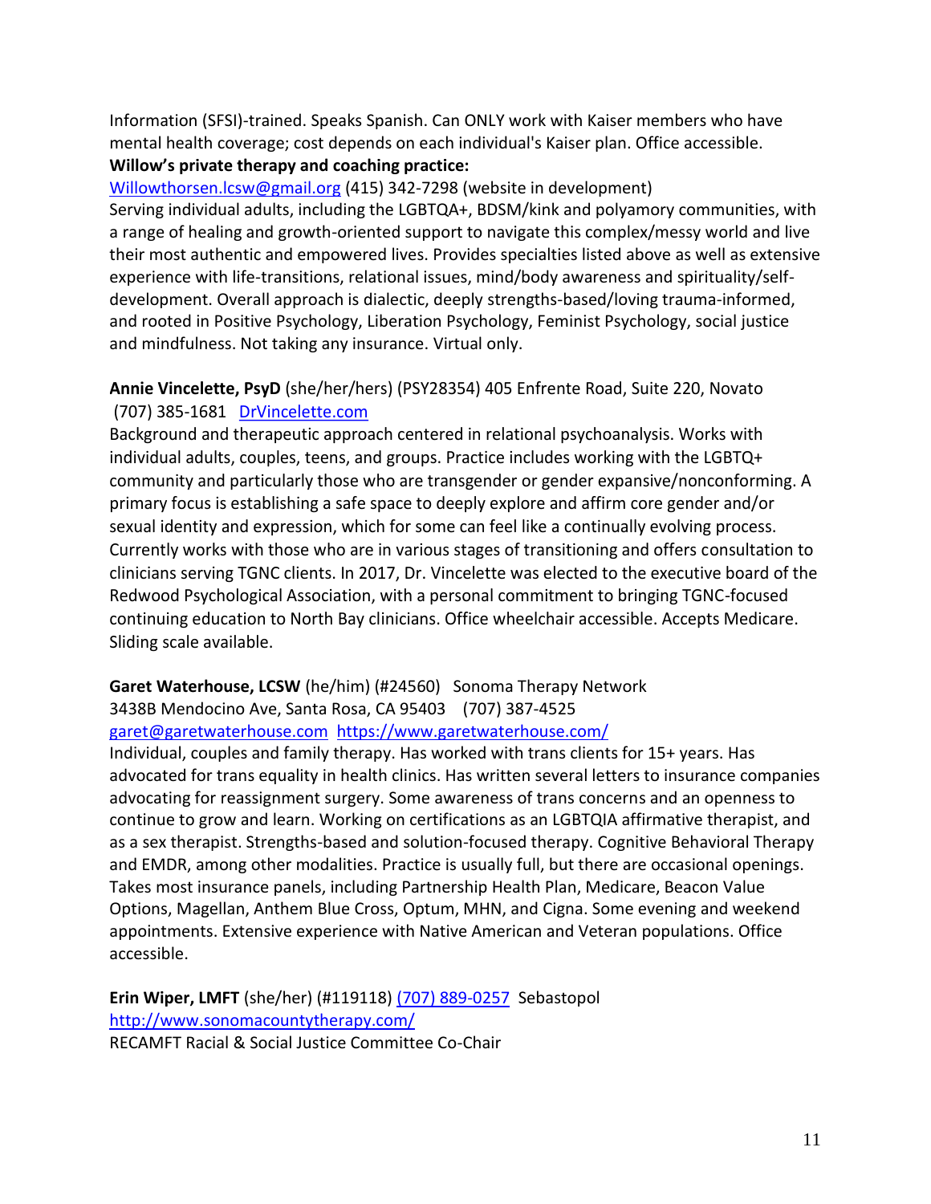Information (SFSI)-trained. Speaks Spanish. Can ONLY work with Kaiser members who have mental health coverage; cost depends on each individual's Kaiser plan. Office accessible.

**Willow's private therapy and coaching practice:**

Willowthorsen.lcsw@gmail.org (415) 342-7298 (website in development)

Serving individual adults, including the LGBTQA+, BDSM/kink and polyamory communities, with a range of healing and growth-oriented support to navigate this complex/messy world and live their most authentic and empowered lives. Provides specialties listed above as well as extensive experience with life-transitions, relational issues, mind/body awareness and spirituality/self-development. Overall approach is dialectic, deeply strengths-based/loving trauma-informed, and rooted in Positive Psychology, Liberation Psychology, Feminist Psychology, social justice and mindfulness. Not taking any insurance. Virtual only.

**Annie Vincelette, PsyD** (she/her/hers) (PSY28354) 405 Enfrente Road, Suite 220, Novato (707) 385-1681 DrVincelette.com

Background and therapeutic approach centered in relational psychoanalysis. Works with individual adults, couples, teens, and groups. Practice includes working with the LGBTQ+ community and particularly those who are transgender or gender expansive/nonconforming. A primary focus is establishing a safe space to deeply explore and affirm core gender and/or sexual identity and expression, which for some can feel like a continually evolving process. Currently works with those who are in various stages of transitioning and offers consultation to clinicians serving TGNC clients. In 2017, Dr. Vincelette was elected to the executive board of the Redwood Psychological Association, with a personal commitment to bringing TGNC-focused continuing education to North Bay clinicians. Office wheelchair accessible. Accepts Medicare. Sliding scale available.

**Garet Waterhouse, LCSW** (he/him) (#24560) Sonoma Therapy Network
3438B Mendocino Ave, Santa Rosa, CA 95403 (707) 387-4525
garet@garetwaterhouse.com https://www.garetwaterhouse.com/

Individual, couples and family therapy. Has worked with trans clients for 15+ years. Has advocated for trans equality in health clinics. Has written several letters to insurance companies advocating for reassignment surgery. Some awareness of trans concerns and an openness to continue to grow and learn. Working on certifications as an LGBTQIA affirmative therapist, and as a sex therapist. Strengths-based and solution-focused therapy. Cognitive Behavioral Therapy and EMDR, among other modalities. Practice is usually full, but there are occasional openings. Takes most insurance panels, including Partnership Health Plan, Medicare, Beacon Value Options, Magellan, Anthem Blue Cross, Optum, MHN, and Cigna. Some evening and weekend appointments. Extensive experience with Native American and Veteran populations. Office accessible.

**Erin Wiper, LMFT** (she/her) (#119118) (707) 889-0257 Sebastopol
http://www.sonomacountytherapy.com/
RECAMFT Racial & Social Justice Committee Co-Chair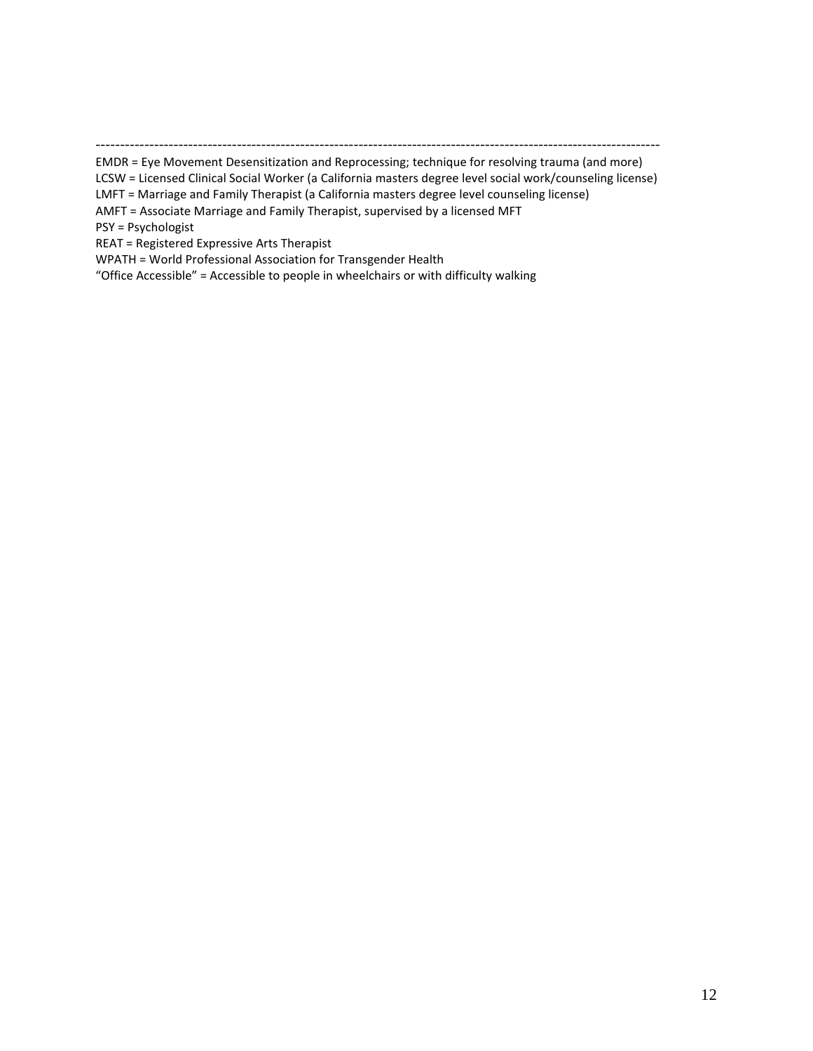---

EMDR = Eye Movement Desensitization and Reprocessing; technique for resolving trauma (and more)

LCSW = Licensed Clinical Social Worker (a California masters degree level social work/counseling license)

LMFT = Marriage and Family Therapist (a California masters degree level counseling license)

AMFT = Associate Marriage and Family Therapist, supervised by a licensed MFT

PSY = Psychologist

REAT = Registered Expressive Arts Therapist

WPATH = World Professional Association for Transgender Health

"Office Accessible" = Accessible to people in wheelchairs or with difficulty walking